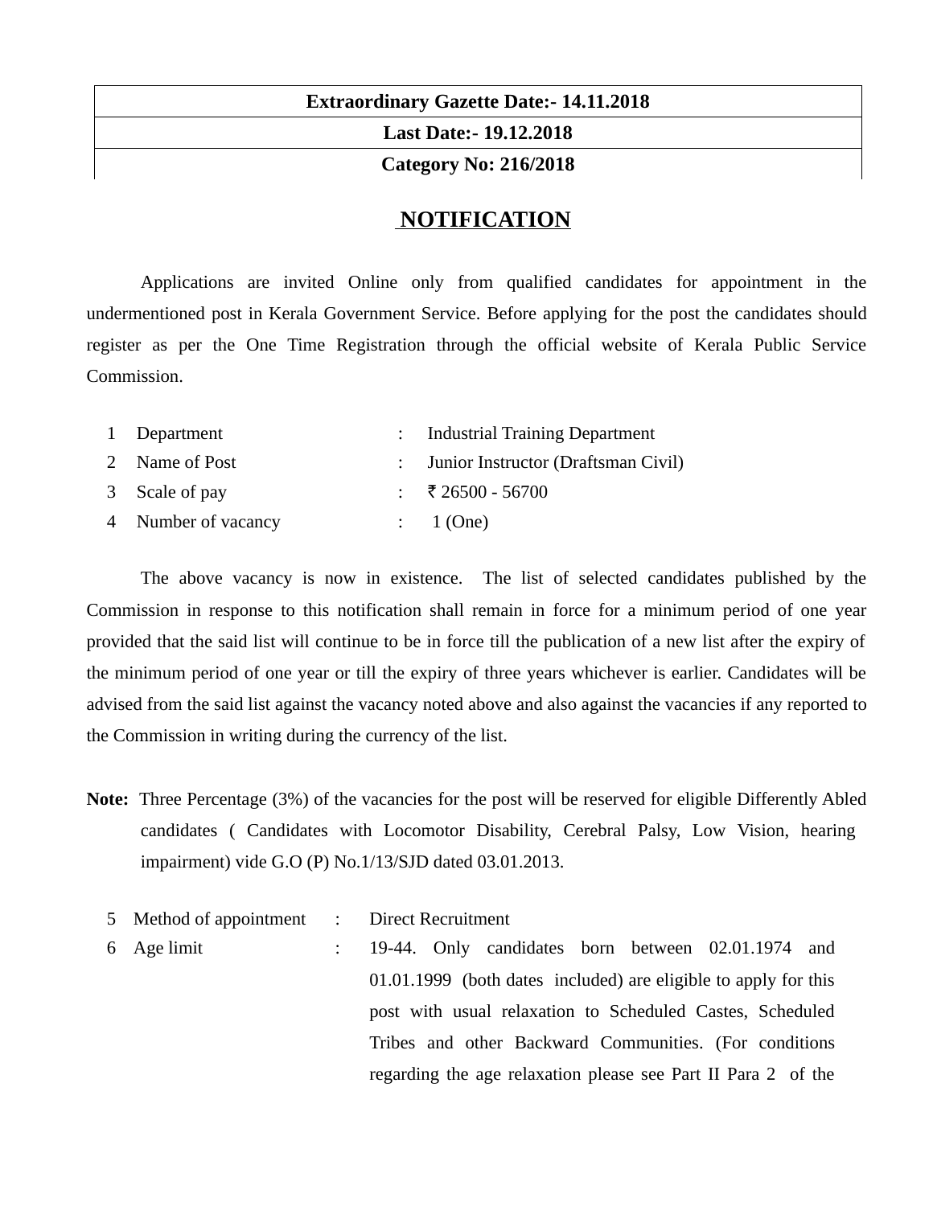| Extraordinary Gazette Date:- 14.11.2018 |
| --- |
| Last Date:- 19.12.2018 |
| Category No: 216/2018 |

# NOTIFICATION

Applications are invited Online only from qualified candidates for appointment in the undermentioned post in Kerala Government Service. Before applying for the post the candidates should register as per the One Time Registration through the official website of Kerala Public Service Commission.

| | | | |
| --- | --- | --- | --- |
| 1 | Department | : | Industrial Training Department |
| 2 | Name of Post | : | Junior Instructor (Draftsman Civil) |
| 3 | Scale of pay | : | ₹ 26500 - 56700 |
| 4 | Number of vacancy | : | 1 (One) |

The above vacancy is now in existence. The list of selected candidates published by the Commission in response to this notification shall remain in force for a minimum period of one year provided that the said list will continue to be in force till the publication of a new list after the expiry of the minimum period of one year or till the expiry of three years whichever is earlier. Candidates will be advised from the said list against the vacancy noted above and also against the vacancies if any reported to the Commission in writing during the currency of the list.

**Note:** Three Percentage (3%) of the vacancies for the post will be reserved for eligible Differently Abled candidates ( Candidates with Locomotor Disability, Cerebral Palsy, Low Vision, hearing impairment) vide G.O (P) No.1/13/SJD dated 03.01.2013.

| | | | |
| --- | --- | --- | --- |
| 5 | Method of appointment | : | Direct Recruitment |
| 6 | Age limit | : | 19-44. Only candidates born between 02.01.1974 and 01.01.1999 (both dates included) are eligible to apply for this post with usual relaxation to Scheduled Castes, Scheduled Tribes and other Backward Communities. (For conditions regarding the age relaxation please see Part II Para 2 of the |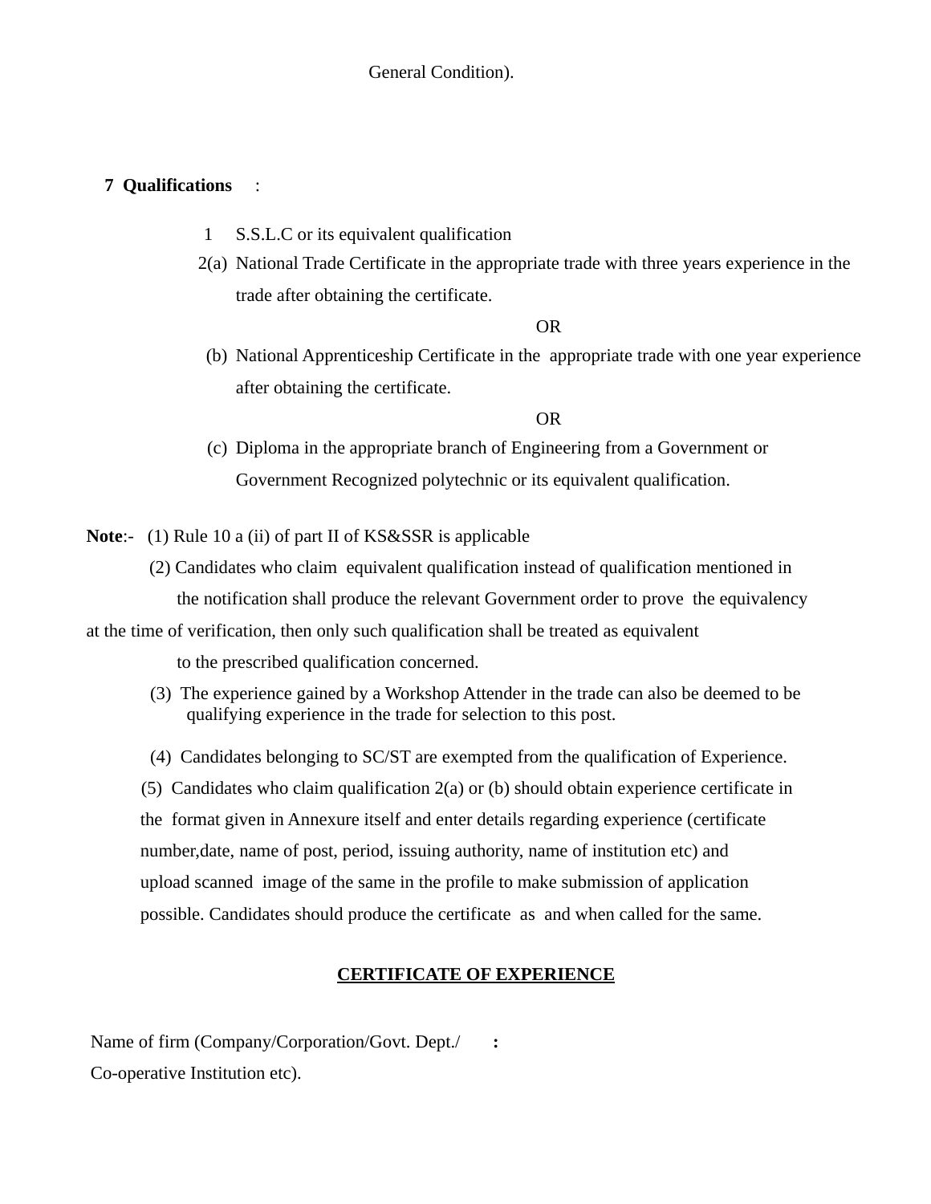General Condition).

**7 Qualifications** :

1 S.S.L.C or its equivalent qualification

2(a) National Trade Certificate in the appropriate trade with three years experience in the trade after obtaining the certificate.

OR

(b) National Apprenticeship Certificate in the appropriate trade with one year experience after obtaining the certificate.

OR

(c) Diploma in the appropriate branch of Engineering from a Government or Government Recognized polytechnic or its equivalent qualification.

**Note**:- (1) Rule 10 a (ii) of part II of KS&SSR is applicable

(2) Candidates who claim equivalent qualification instead of qualification mentioned in the notification shall produce the relevant Government order to prove the equivalency at the time of verification, then only such qualification shall be treated as equivalent to the prescribed qualification concerned.

(3) The experience gained by a Workshop Attender in the trade can also be deemed to be qualifying experience in the trade for selection to this post.

(4) Candidates belonging to SC/ST are exempted from the qualification of Experience.

(5) Candidates who claim qualification 2(a) or (b) should obtain experience certificate in the format given in Annexure itself and enter details regarding experience (certificate number,date, name of post, period, issuing authority, name of institution etc) and upload scanned image of the same in the profile to make submission of application possible. Candidates should produce the certificate as and when called for the same.

**<u>CERTIFICATE OF EXPERIENCE</u>**

Name of firm (Company/Corporation/Govt. Dept./ Co-operative Institution etc). **:**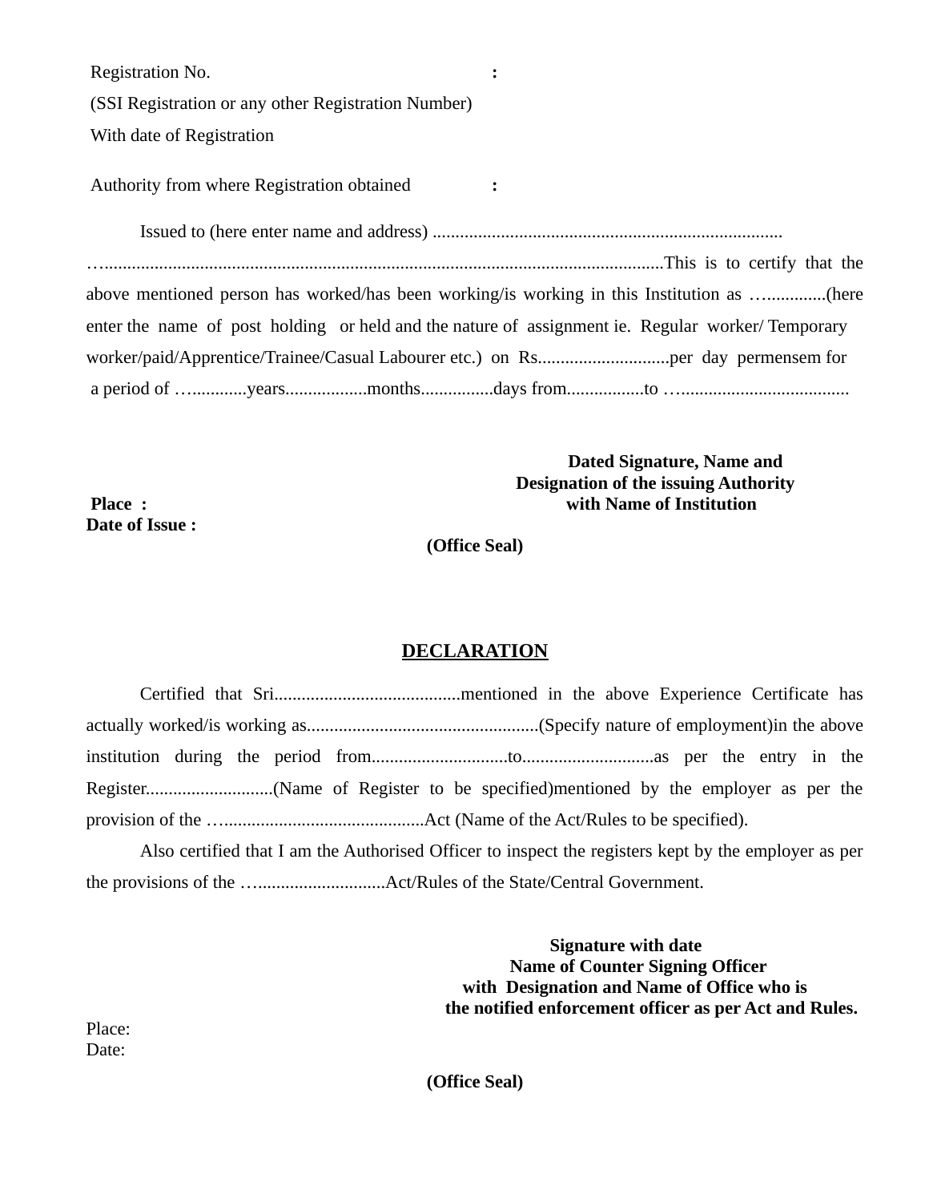Registration No. :
(SSI Registration or any other Registration Number)
With date of Registration

Authority from where Registration obtained :

Issued to (here enter name and address) ............................................................................ …..........................................................................................................................This is to certify that the above mentioned person has worked/has been working/is working in this Institution as …..............(here enter the name of post holding or held and the nature of assignment ie. Regular worker/ Temporary worker/paid/Apprentice/Trainee/Casual Labourer etc.) on Rs.............................per day permensem for a period of …............years..................months................days from.................to …......................................

**Dated Signature, Name and Designation of the issuing Authority with Name of Institution**

**Place :**
**Date of Issue :**

**(Office Seal)**

## DECLARATION

Certified that Sri.........................................mentioned in the above Experience Certificate has actually worked/is working as...................................................(Specify nature of employment)in the above institution during the period from..............................to.............................as per the entry in the Register............................(Name of Register to be specified)mentioned by the employer as per the provision of the …...........................................Act (Name of the Act/Rules to be specified).

Also certified that I am the Authorised Officer to inspect the registers kept by the employer as per the provisions of the …............................Act/Rules of the State/Central Government.

**Signature with date**
**Name of Counter Signing Officer**
**with Designation and Name of Office who is**
**the notified enforcement officer as per Act and Rules.**

Place:
Date:

**(Office Seal)**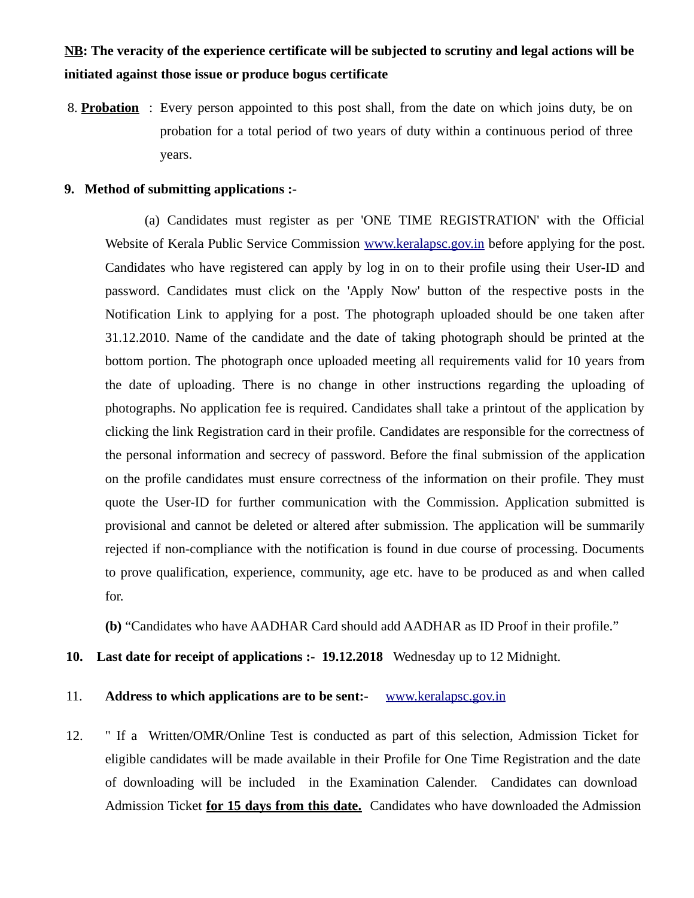<u>**NB**</u>**: The veracity of the experience certificate will be subjected to scrutiny and legal actions will be initiated against those issue or produce bogus certificate**

8. <u>**Probation**</u> : Every person appointed to this post shall, from the date on which joins duty, be on probation for a total period of two years of duty within a continuous period of three years.

**9. Method of submitting applications :-**

(a) Candidates must register as per 'ONE TIME REGISTRATION' with the Official Website of Kerala Public Service Commission www.keralapsc.gov.in before applying for the post. Candidates who have registered can apply by log in on to their profile using their User-ID and password. Candidates must click on the 'Apply Now' button of the respective posts in the Notification Link to applying for a post. The photograph uploaded should be one taken after 31.12.2010. Name of the candidate and the date of taking photograph should be printed at the bottom portion. The photograph once uploaded meeting all requirements valid for 10 years from the date of uploading. There is no change in other instructions regarding the uploading of photographs. No application fee is required. Candidates shall take a printout of the application by clicking the link Registration card in their profile. Candidates are responsible for the correctness of the personal information and secrecy of password. Before the final submission of the application on the profile candidates must ensure correctness of the information on their profile. They must quote the User-ID for further communication with the Commission. Application submitted is provisional and cannot be deleted or altered after submission. The application will be summarily rejected if non-compliance with the notification is found in due course of processing. Documents to prove qualification, experience, community, age etc. have to be produced as and when called for.

**(b)** "Candidates who have AADHAR Card should add AADHAR as ID Proof in their profile."

**10. Last date for receipt of applications :- 19.12.2018** Wednesday up to 12 Midnight.

11. **Address to which applications are to be sent:-** www.keralapsc.gov.in

12. " If a Written/OMR/Online Test is conducted as part of this selection, Admission Ticket for eligible candidates will be made available in their Profile for One Time Registration and the date of downloading will be included in the Examination Calender. Candidates can download Admission Ticket <u>**for 15 days from this date.**</u> Candidates who have downloaded the Admission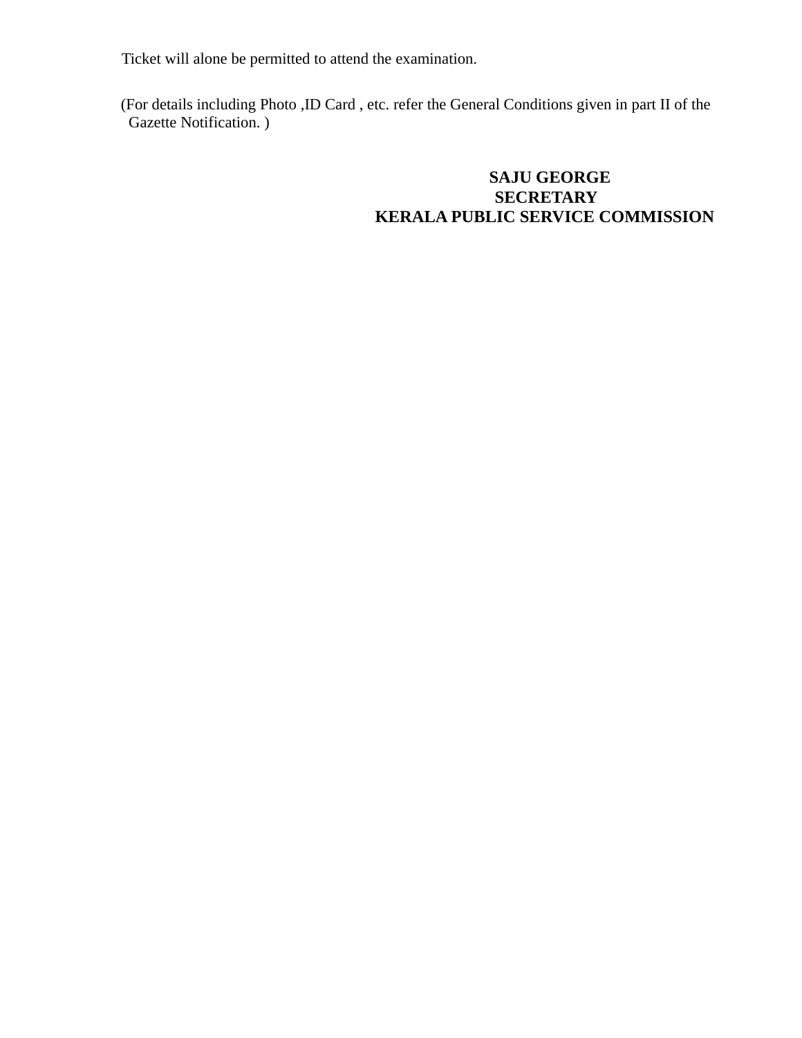Ticket will alone be permitted to attend the examination.

(For details including Photo ,ID Card , etc. refer the General Conditions given in part II of the Gazette Notification. )

**SAJU GEORGE**
**SECRETARY**
**KERALA PUBLIC SERVICE COMMISSION**